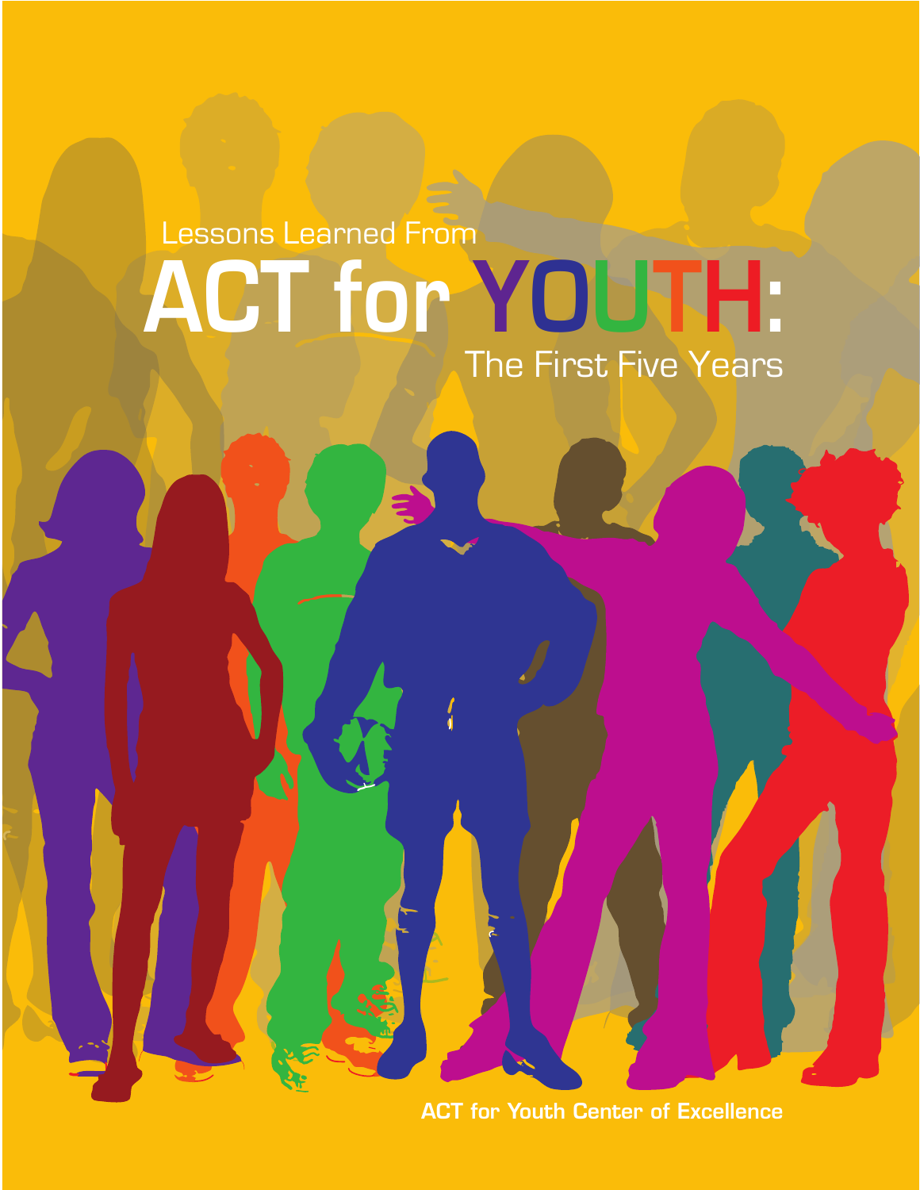Lessons Learned From

# ACT for YOUTH:

The First Five Years

**ACT for Youth Center of Excellence**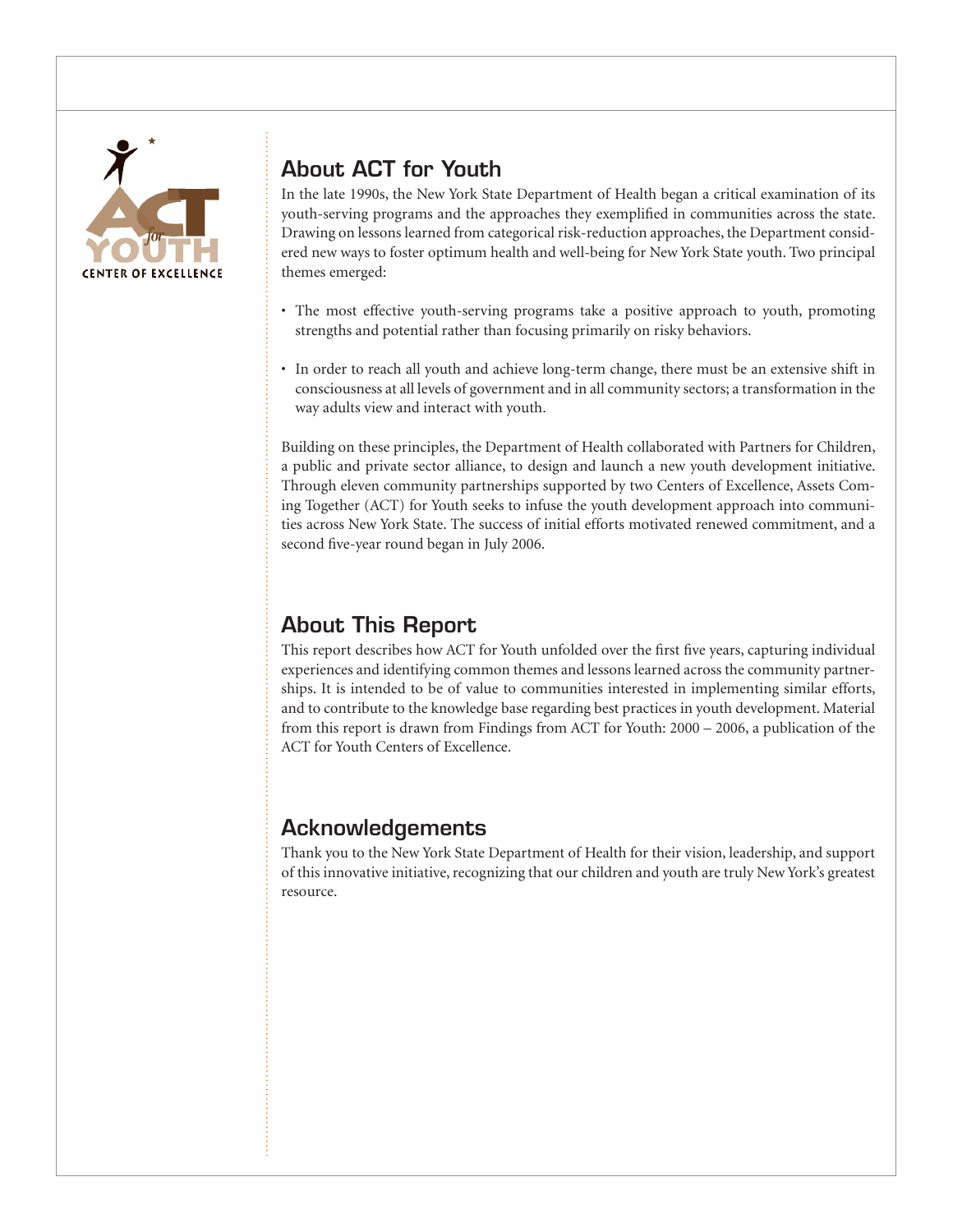## About ACT for Youth

In the late 1990s, the New York State Department of Health began a critical examination of its youth-serving programs and the approaches they exemplified in communities across the state. Drawing on lessons learned from categorical risk-reduction approaches, the Department considered new ways to foster optimum health and well-being for New York State youth. Two principal themes emerged:

- The most effective youth-serving programs take a positive approach to youth, promoting strengths and potential rather than focusing primarily on risky behaviors.
- In order to reach all youth and achieve long-term change, there must be an extensive shift in consciousness at all levels of government and in all community sectors; a transformation in the way adults view and interact with youth.

Building on these principles, the Department of Health collaborated with Partners for Children, a public and private sector alliance, to design and launch a new youth development initiative. Through eleven community partnerships supported by two Centers of Excellence, Assets Coming Together (ACT) for Youth seeks to infuse the youth development approach into communities across New York State. The success of initial efforts motivated renewed commitment, and a second five-year round began in July 2006.

## About This Report

This report describes how ACT for Youth unfolded over the first five years, capturing individual experiences and identifying common themes and lessons learned across the community partnerships. It is intended to be of value to communities interested in implementing similar efforts, and to contribute to the knowledge base regarding best practices in youth development. Material from this report is drawn from Findings from ACT for Youth: 2000 – 2006, a publication of the ACT for Youth Centers of Excellence.

## Acknowledgements

Thank you to the New York State Department of Health for their vision, leadership, and support of this innovative initiative, recognizing that our children and youth are truly New York's greatest resource.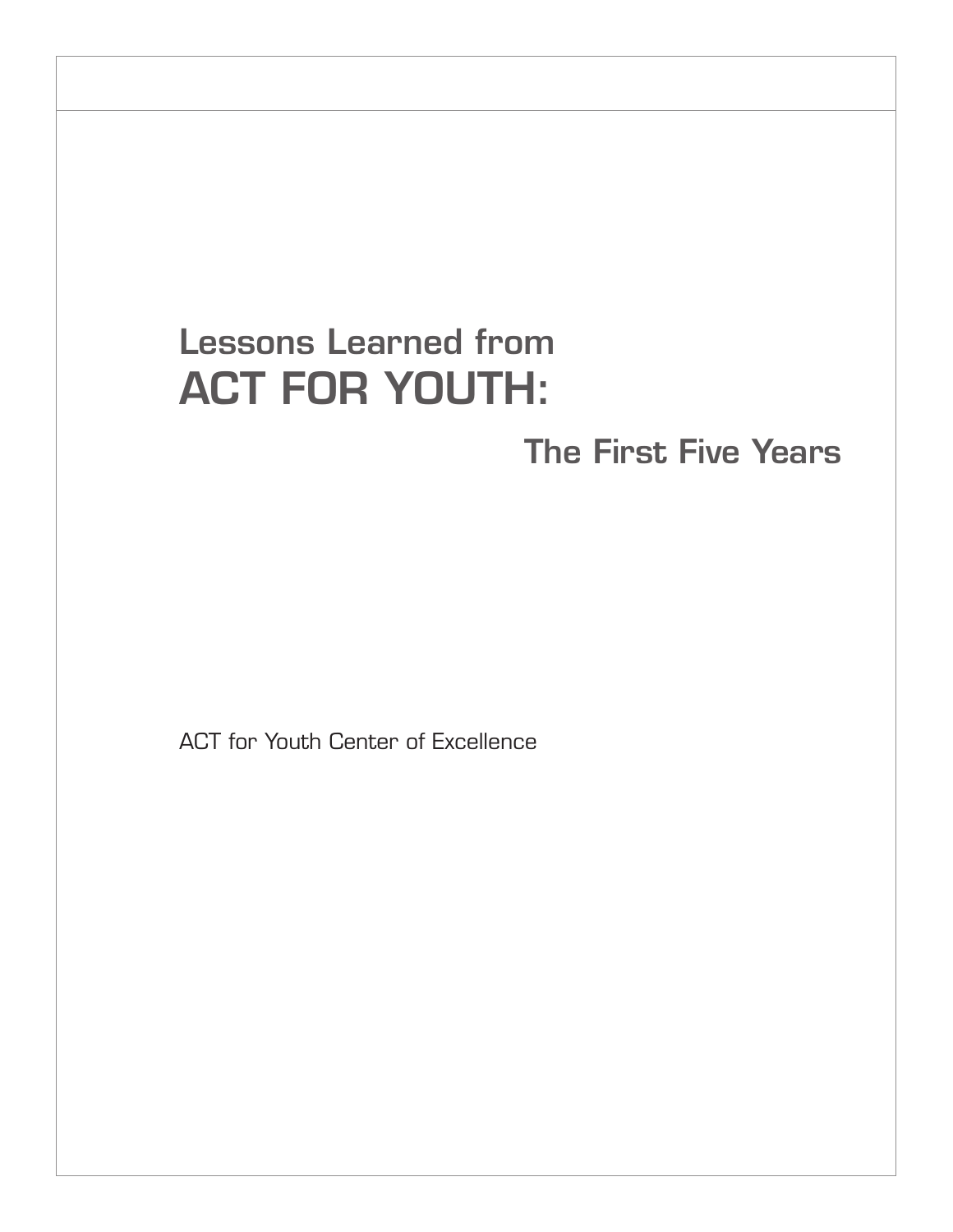# Lessons Learned from ACT FOR YOUTH:

## The First Five Years

ACT for Youth Center of Excellence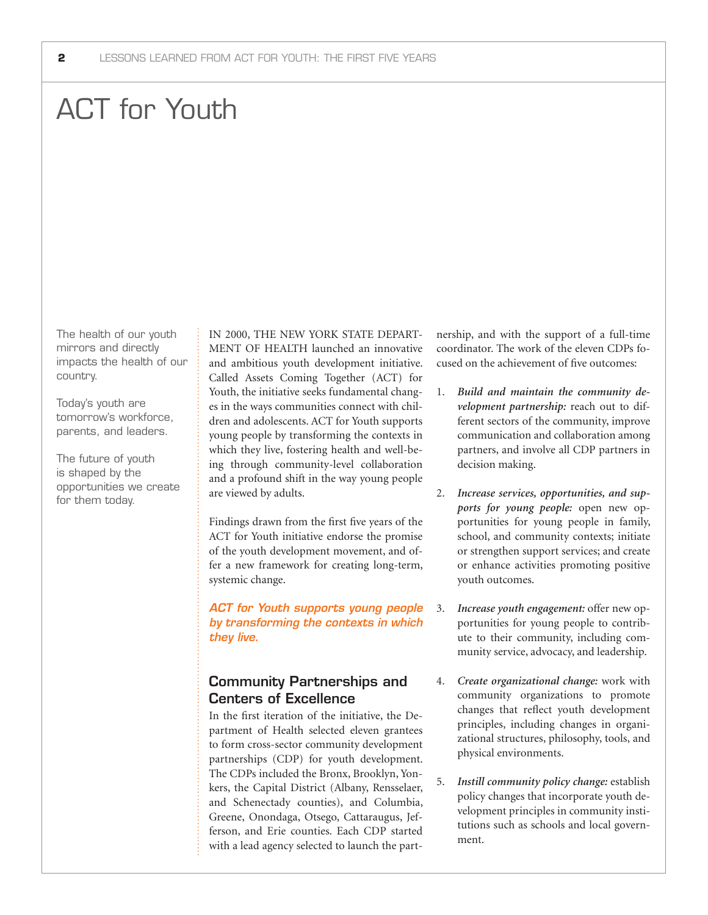# ACT for Youth

The health of our youth mirrors and directly impacts the health of our country.

Today's youth are tomorrow's workforce, parents, and leaders.

The future of youth is shaped by the opportunities we create for them today.

IN 2000, THE NEW YORK STATE DEPARTMENT OF HEALTH launched an innovative and ambitious youth development initiative. Called Assets Coming Together (ACT) for Youth, the initiative seeks fundamental changes in the ways communities connect with children and adolescents. ACT for Youth supports young people by transforming the contexts in which they live, fostering health and well-being through community-level collaboration and a profound shift in the way young people are viewed by adults.

Findings drawn from the first five years of the ACT for Youth initiative endorse the promise of the youth development movement, and offer a new framework for creating long-term, systemic change.

***ACT for Youth supports young people by transforming the contexts in which they live.***

## Community Partnerships and Centers of Excellence

In the first iteration of the initiative, the Department of Health selected eleven grantees to form cross-sector community development partnerships (CDP) for youth development. The CDPs included the Bronx, Brooklyn, Yonkers, the Capital District (Albany, Rensselaer, and Schenectady counties), and Columbia, Greene, Onondaga, Otsego, Cattaraugus, Jefferson, and Erie counties. Each CDP started with a lead agency selected to launch the partnership, and with the support of a full-time coordinator. The work of the eleven CDPs focused on the achievement of five outcomes:

1. ***Build and maintain the community development partnership:*** reach out to different sectors of the community, improve communication and collaboration among partners, and involve all CDP partners in decision making.

2. ***Increase services, opportunities, and supports for young people:*** open new opportunities for young people in family, school, and community contexts; initiate or strengthen support services; and create or enhance activities promoting positive youth outcomes.

3. ***Increase youth engagement:*** offer new opportunities for young people to contribute to their community, including community service, advocacy, and leadership.

4. ***Create organizational change:*** work with community organizations to promote changes that reflect youth development principles, including changes in organizational structures, philosophy, tools, and physical environments.

5. ***Instill community policy change:*** establish policy changes that incorporate youth development principles in community institutions such as schools and local government.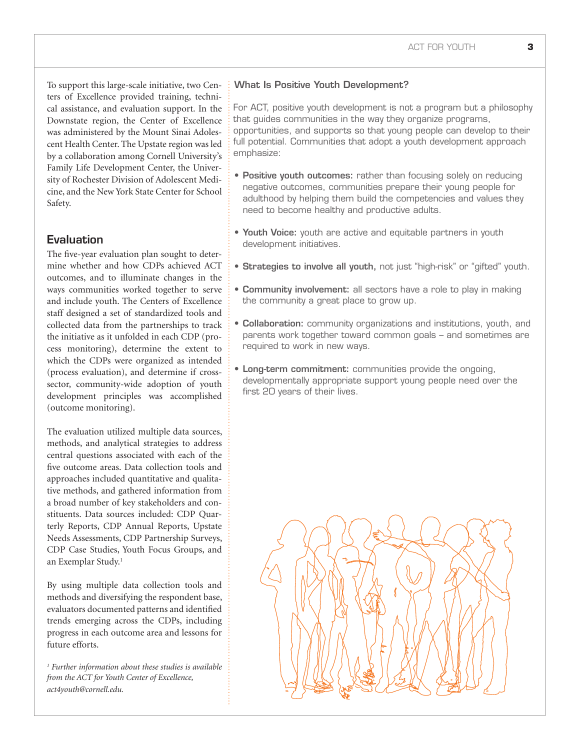To support this large-scale initiative, two Centers of Excellence provided training, technical assistance, and evaluation support. In the Downstate region, the Center of Excellence was administered by the Mount Sinai Adolescent Health Center. The Upstate region was led by a collaboration among Cornell University's Family Life Development Center, the University of Rochester Division of Adolescent Medicine, and the New York State Center for School Safety.

## Evaluation

The five-year evaluation plan sought to determine whether and how CDPs achieved ACT outcomes, and to illuminate changes in the ways communities worked together to serve and include youth. The Centers of Excellence staff designed a set of standardized tools and collected data from the partnerships to track the initiative as it unfolded in each CDP (process monitoring), determine the extent to which the CDPs were organized as intended (process evaluation), and determine if cross-sector, community-wide adoption of youth development principles was accomplished (outcome monitoring).

The evaluation utilized multiple data sources, methods, and analytical strategies to address central questions associated with each of the five outcome areas. Data collection tools and approaches included quantitative and qualitative methods, and gathered information from a broad number of key stakeholders and constituents. Data sources included: CDP Quarterly Reports, CDP Annual Reports, Upstate Needs Assessments, CDP Partnership Surveys, CDP Case Studies, Youth Focus Groups, and an Exemplar Study.[1]

By using multiple data collection tools and methods and diversifying the respondent base, evaluators documented patterns and identified trends emerging across the CDPs, including progress in each outcome area and lessons for future efforts.

*[1] Further information about these studies is available from the ACT for Youth Center of Excellence, act4youth@cornell.edu.*

### What Is Positive Youth Development?

For ACT, positive youth development is not a program but a philosophy that guides communities in the way they organize programs, opportunities, and supports so that young people can develop to their full potential. Communities that adopt a youth development approach emphasize:

- **Positive youth outcomes:** rather than focusing solely on reducing negative outcomes, communities prepare their young people for adulthood by helping them build the competencies and values they need to become healthy and productive adults.
- **Youth Voice:** youth are active and equitable partners in youth development initiatives.
- **Strategies to involve all youth,** not just "high-risk" or "gifted" youth.
- **Community involvement:** all sectors have a role to play in making the community a great place to grow up.
- **Collaboration:** community organizations and institutions, youth, and parents work together toward common goals – and sometimes are required to work in new ways.
- **Long-term commitment:** communities provide the ongoing, developmentally appropriate support young people need over the first 20 years of their lives.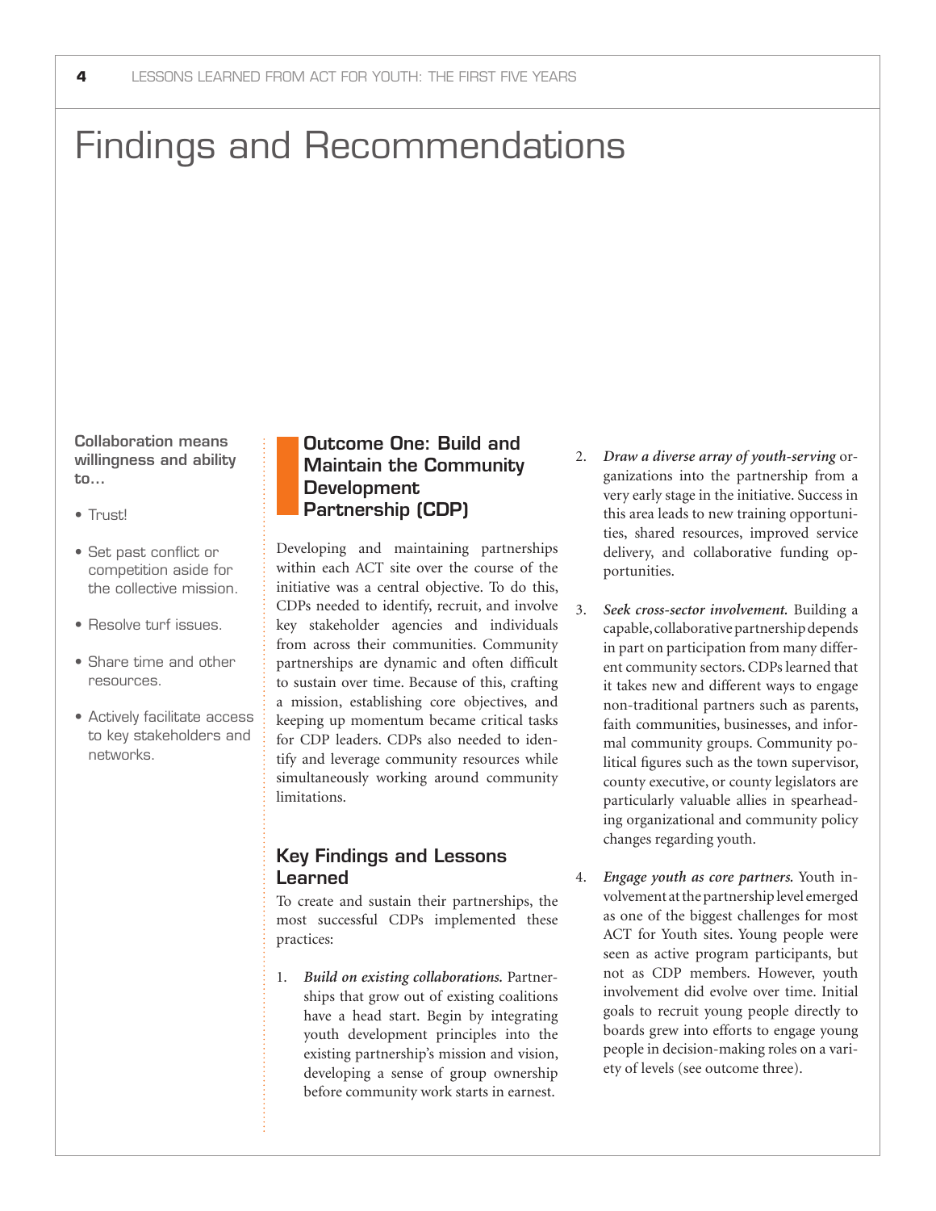# Findings and Recommendations

**Collaboration means willingness and ability to…**

- Trust!
- Set past conflict or competition aside for the collective mission.
- Resolve turf issues.
- Share time and other resources.
- Actively facilitate access to key stakeholders and networks.

## Outcome One: Build and Maintain the Community Development Partnership (CDP)

Developing and maintaining partnerships within each ACT site over the course of the initiative was a central objective. To do this, CDPs needed to identify, recruit, and involve key stakeholder agencies and individuals from across their communities. Community partnerships are dynamic and often difficult to sustain over time. Because of this, crafting a mission, establishing core objectives, and keeping up momentum became critical tasks for CDP leaders. CDPs also needed to identify and leverage community resources while simultaneously working around community limitations.

### Key Findings and Lessons Learned

To create and sustain their partnerships, the most successful CDPs implemented these practices:

1. ***Build on existing collaborations.*** Partnerships that grow out of existing coalitions have a head start. Begin by integrating youth development principles into the existing partnership's mission and vision, developing a sense of group ownership before community work starts in earnest.

2. ***Draw a diverse array of youth-serving*** organizations into the partnership from a very early stage in the initiative. Success in this area leads to new training opportunities, shared resources, improved service delivery, and collaborative funding opportunities.

3. ***Seek cross-sector involvement.*** Building a capable, collaborative partnership depends in part on participation from many different community sectors. CDPs learned that it takes new and different ways to engage non-traditional partners such as parents, faith communities, businesses, and informal community groups. Community political figures such as the town supervisor, county executive, or county legislators are particularly valuable allies in spearheading organizational and community policy changes regarding youth.

4. ***Engage youth as core partners.*** Youth involvement at the partnership level emerged as one of the biggest challenges for most ACT for Youth sites. Young people were seen as active program participants, but not as CDP members. However, youth involvement did evolve over time. Initial goals to recruit young people directly to boards grew into efforts to engage young people in decision-making roles on a variety of levels (see outcome three).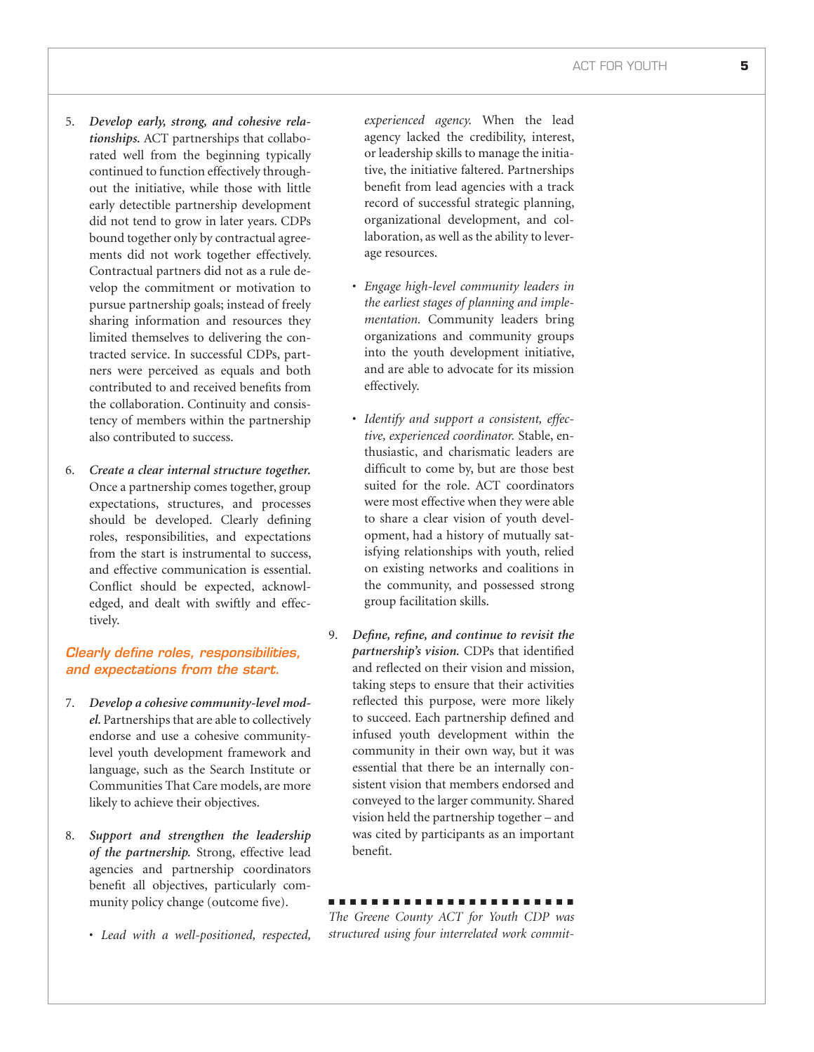5. ***Develop early, strong, and cohesive relationships.*** ACT partnerships that collaborated well from the beginning typically continued to function effectively throughout the initiative, while those with little early detectible partnership development did not tend to grow in later years. CDPs bound together only by contractual agreements did not work together effectively. Contractual partners did not as a rule develop the commitment or motivation to pursue partnership goals; instead of freely sharing information and resources they limited themselves to delivering the contracted service. In successful CDPs, partners were perceived as equals and both contributed to and received benefits from the collaboration. Continuity and consistency of members within the partnership also contributed to success.

6. ***Create a clear internal structure together.*** Once a partnership comes together, group expectations, structures, and processes should be developed. Clearly defining roles, responsibilities, and expectations from the start is instrumental to success, and effective communication is essential. Conflict should be expected, acknowledged, and dealt with swiftly and effectively.

***Clearly define roles, responsibilities, and expectations from the start.***

7. ***Develop a cohesive community-level model.*** Partnerships that are able to collectively endorse and use a cohesive community-level youth development framework and language, such as the Search Institute or Communities That Care models, are more likely to achieve their objectives.

8. ***Support and strengthen the leadership of the partnership.*** Strong, effective lead agencies and partnership coordinators benefit all objectives, particularly community policy change (outcome five).

   - *Lead with a well-positioned, respected, experienced agency.* When the lead agency lacked the credibility, interest, or leadership skills to manage the initiative, the initiative faltered. Partnerships benefit from lead agencies with a track record of successful strategic planning, organizational development, and collaboration, as well as the ability to leverage resources.

   - *Engage high-level community leaders in the earliest stages of planning and implementation.* Community leaders bring organizations and community groups into the youth development initiative, and are able to advocate for its mission effectively.

   - *Identify and support a consistent, effective, experienced coordinator.* Stable, enthusiastic, and charismatic leaders are difficult to come by, but are those best suited for the role. ACT coordinators were most effective when they were able to share a clear vision of youth development, had a history of mutually satisfying relationships with youth, relied on existing networks and coalitions in the community, and possessed strong group facilitation skills.

9. ***Define, refine, and continue to revisit the partnership's vision.*** CDPs that identified and reflected on their vision and mission, taking steps to ensure that their activities reflected this purpose, were more likely to succeed. Each partnership defined and infused youth development within the community in their own way, but it was essential that there be an internally consistent vision that members endorsed and conveyed to the larger community. Shared vision held the partnership together – and was cited by participants as an important benefit.

*The Greene County ACT for Youth CDP was structured using four interrelated work commit-*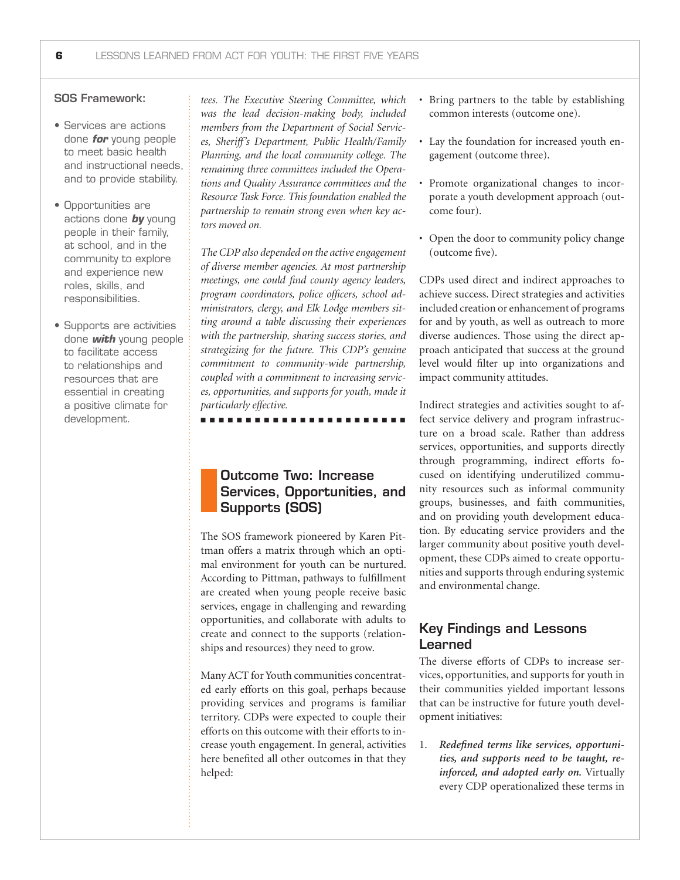**SOS Framework:**

- Services are actions done ***for*** young people to meet basic health and instructional needs, and to provide stability.
- Opportunities are actions done ***by*** young people in their family, at school, and in the community to explore and experience new roles, skills, and responsibilities.
- Supports are activities done ***with*** young people to facilitate access to relationships and resources that are essential in creating a positive climate for development.

*tees. The Executive Steering Committee, which was the lead decision-making body, included members from the Department of Social Services, Sheriff's Department, Public Health/Family Planning, and the local community college. The remaining three committees included the Operations and Quality Assurance committees and the Resource Task Force. This foundation enabled the partnership to remain strong even when key actors moved on.*

*The CDP also depended on the active engagement of diverse member agencies. At most partnership meetings, one could find county agency leaders, program coordinators, police officers, school administrators, clergy, and Elk Lodge members sitting around a table discussing their experiences with the partnership, sharing success stories, and strategizing for the future. This CDP's genuine commitment to community-wide partnership, coupled with a commitment to increasing services, opportunities, and supports for youth, made it particularly effective.*

## Outcome Two: Increase Services, Opportunities, and Supports (SOS)

The SOS framework pioneered by Karen Pittman offers a matrix through which an optimal environment for youth can be nurtured. According to Pittman, pathways to fulfillment are created when young people receive basic services, engage in challenging and rewarding opportunities, and collaborate with adults to create and connect to the supports (relationships and resources) they need to grow.

Many ACT for Youth communities concentrated early efforts on this goal, perhaps because providing services and programs is familiar territory. CDPs were expected to couple their efforts on this outcome with their efforts to increase youth engagement. In general, activities here benefited all other outcomes in that they helped:

- Bring partners to the table by establishing common interests (outcome one).
- Lay the foundation for increased youth engagement (outcome three).
- Promote organizational changes to incorporate a youth development approach (outcome four).
- Open the door to community policy change (outcome five).

CDPs used direct and indirect approaches to achieve success. Direct strategies and activities included creation or enhancement of programs for and by youth, as well as outreach to more diverse audiences. Those using the direct approach anticipated that success at the ground level would filter up into organizations and impact community attitudes.

Indirect strategies and activities sought to affect service delivery and program infrastructure on a broad scale. Rather than address services, opportunities, and supports directly through programming, indirect efforts focused on identifying underutilized community resources such as informal community groups, businesses, and faith communities, and on providing youth development education. By educating service providers and the larger community about positive youth development, these CDPs aimed to create opportunities and supports through enduring systemic and environmental change.

### Key Findings and Lessons Learned

The diverse efforts of CDPs to increase services, opportunities, and supports for youth in their communities yielded important lessons that can be instructive for future youth development initiatives:

1. ***Redefined terms like services, opportunities, and supports need to be taught, reinforced, and adopted early on.*** Virtually every CDP operationalized these terms in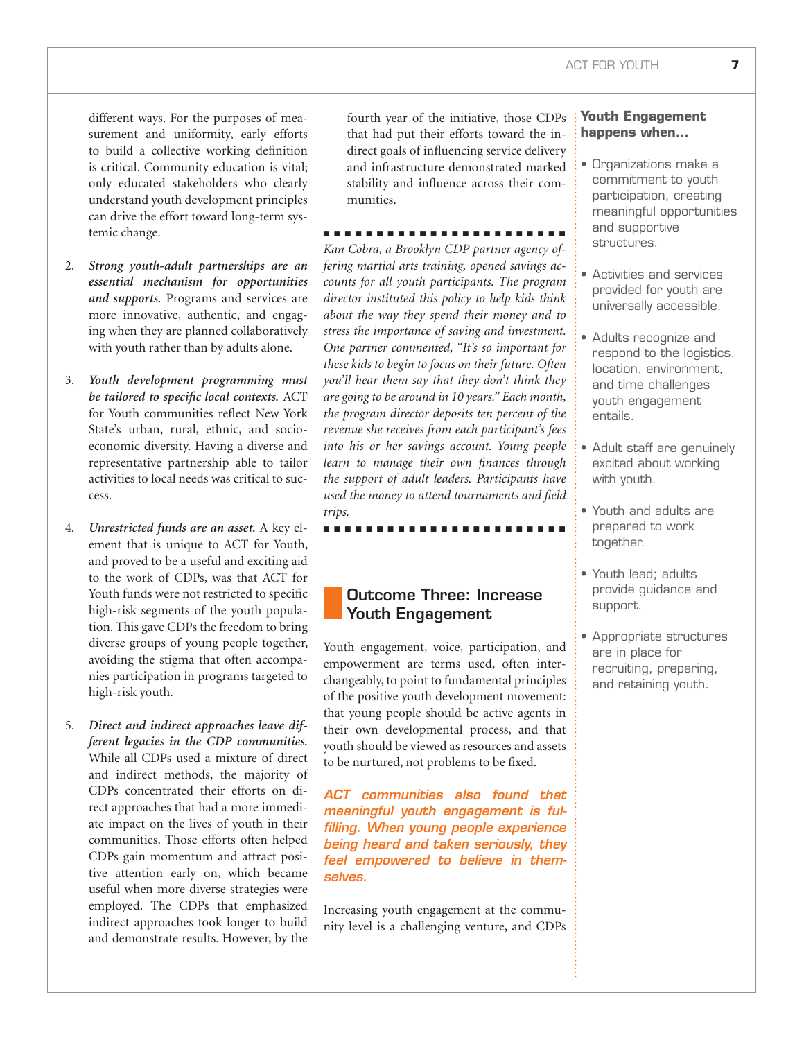different ways. For the purposes of measurement and uniformity, early efforts to build a collective working definition is critical. Community education is vital; only educated stakeholders who clearly understand youth development principles can drive the effort toward long-term systemic change.

2. ***Strong youth-adult partnerships are an essential mechanism for opportunities and supports.*** Programs and services are more innovative, authentic, and engaging when they are planned collaboratively with youth rather than by adults alone.

3. ***Youth development programming must be tailored to specific local contexts.*** ACT for Youth communities reflect New York State's urban, rural, ethnic, and socioeconomic diversity. Having a diverse and representative partnership able to tailor activities to local needs was critical to success.

4. ***Unrestricted funds are an asset.*** A key element that is unique to ACT for Youth, and proved to be a useful and exciting aid to the work of CDPs, was that ACT for Youth funds were not restricted to specific high-risk segments of the youth population. This gave CDPs the freedom to bring diverse groups of young people together, avoiding the stigma that often accompanies participation in programs targeted to high-risk youth.

5. ***Direct and indirect approaches leave different legacies in the CDP communities.*** While all CDPs used a mixture of direct and indirect methods, the majority of CDPs concentrated their efforts on direct approaches that had a more immediate impact on the lives of youth in their communities. Those efforts often helped CDPs gain momentum and attract positive attention early on, which became useful when more diverse strategies were employed. The CDPs that emphasized indirect approaches took longer to build and demonstrate results. However, by the fourth year of the initiative, those CDPs that had put their efforts toward the indirect goals of influencing service delivery and infrastructure demonstrated marked stability and influence across their communities.

---

*Kan Cobra, a Brooklyn CDP partner agency offering martial arts training, opened savings accounts for all youth participants. The program director instituted this policy to help kids think about the way they spend their money and to stress the importance of saving and investment. One partner commented, "It's so important for these kids to begin to focus on their future. Often you'll hear them say that they don't think they are going to be around in 10 years." Each month, the program director deposits ten percent of the revenue she receives from each participant's fees into his or her savings account. Young people learn to manage their own finances through the support of adult leaders. Participants have used the money to attend tournaments and field trips.*

---

## Outcome Three: Increase Youth Engagement

Youth engagement, voice, participation, and empowerment are terms used, often interchangeably, to point to fundamental principles of the positive youth development movement: that young people should be active agents in their own developmental process, and that youth should be viewed as resources and assets to be nurtured, not problems to be fixed.

***ACT communities also found that meaningful youth engagement is fulfilling. When young people experience being heard and taken seriously, they feel empowered to believe in themselves.***

Increasing youth engagement at the community level is a challenging venture, and CDPs

**Youth Engagement happens when…**

- Organizations make a commitment to youth participation, creating meaningful opportunities and supportive structures.
- Activities and services provided for youth are universally accessible.
- Adults recognize and respond to the logistics, location, environment, and time challenges youth engagement entails.
- Adult staff are genuinely excited about working with youth.
- Youth and adults are prepared to work together.
- Youth lead; adults provide guidance and support.
- Appropriate structures are in place for recruiting, preparing, and retaining youth.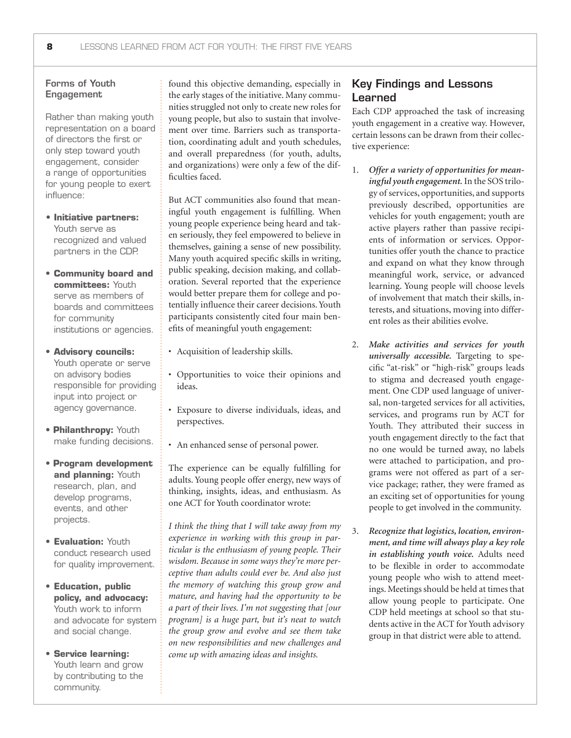### Forms of Youth Engagement

Rather than making youth representation on a board of directors the first or only step toward youth engagement, consider a range of opportunities for young people to exert influence:

- **Initiative partners:** Youth serve as recognized and valued partners in the CDP.
- **Community board and committees:** Youth serve as members of boards and committees for community institutions or agencies.
- **Advisory councils:** Youth operate or serve on advisory bodies responsible for providing input into project or agency governance.
- **Philanthropy:** Youth make funding decisions.
- **Program development and planning:** Youth research, plan, and develop programs, events, and other projects.
- **Evaluation:** Youth conduct research used for quality improvement.
- **Education, public policy, and advocacy:** Youth work to inform and advocate for system and social change.
- **Service learning:** Youth learn and grow by contributing to the community.

found this objective demanding, especially in the early stages of the initiative. Many communities struggled not only to create new roles for young people, but also to sustain that involvement over time. Barriers such as transportation, coordinating adult and youth schedules, and overall preparedness (for youth, adults, and organizations) were only a few of the difficulties faced.

But ACT communities also found that meaningful youth engagement is fulfilling. When young people experience being heard and taken seriously, they feel empowered to believe in themselves, gaining a sense of new possibility. Many youth acquired specific skills in writing, public speaking, decision making, and collaboration. Several reported that the experience would better prepare them for college and potentially influence their career decisions. Youth participants consistently cited four main benefits of meaningful youth engagement:

- Acquisition of leadership skills.
- Opportunities to voice their opinions and ideas.
- Exposure to diverse individuals, ideas, and perspectives.
- An enhanced sense of personal power.

The experience can be equally fulfilling for adults. Young people offer energy, new ways of thinking, insights, ideas, and enthusiasm. As one ACT for Youth coordinator wrote:

*I think the thing that I will take away from my experience in working with this group in particular is the enthusiasm of young people. Their wisdom. Because in some ways they're more perceptive than adults could ever be. And also just the memory of watching this group grow and mature, and having had the opportunity to be a part of their lives. I'm not suggesting that [our program] is a huge part, but it's neat to watch the group grow and evolve and see them take on new responsibilities and new challenges and come up with amazing ideas and insights.*

## Key Findings and Lessons Learned

Each CDP approached the task of increasing youth engagement in a creative way. However, certain lessons can be drawn from their collective experience:

1. ***Offer a variety of opportunities for meaningful youth engagement.*** In the SOS trilogy of services, opportunities, and supports previously described, opportunities are vehicles for youth engagement; youth are active players rather than passive recipients of information or services. Opportunities offer youth the chance to practice and expand on what they know through meaningful work, service, or advanced learning. Young people will choose levels of involvement that match their skills, interests, and situations, moving into different roles as their abilities evolve.

2. ***Make activities and services for youth universally accessible.*** Targeting to specific "at-risk" or "high-risk" groups leads to stigma and decreased youth engagement. One CDP used language of universal, non-targeted services for all activities, services, and programs run by ACT for Youth. They attributed their success in youth engagement directly to the fact that no one would be turned away, no labels were attached to participation, and programs were not offered as part of a service package; rather, they were framed as an exciting set of opportunities for young people to get involved in the community.

3. ***Recognize that logistics, location, environment, and time will always play a key role in establishing youth voice.*** Adults need to be flexible in order to accommodate young people who wish to attend meetings. Meetings should be held at times that allow young people to participate. One CDP held meetings at school so that students active in the ACT for Youth advisory group in that district were able to attend.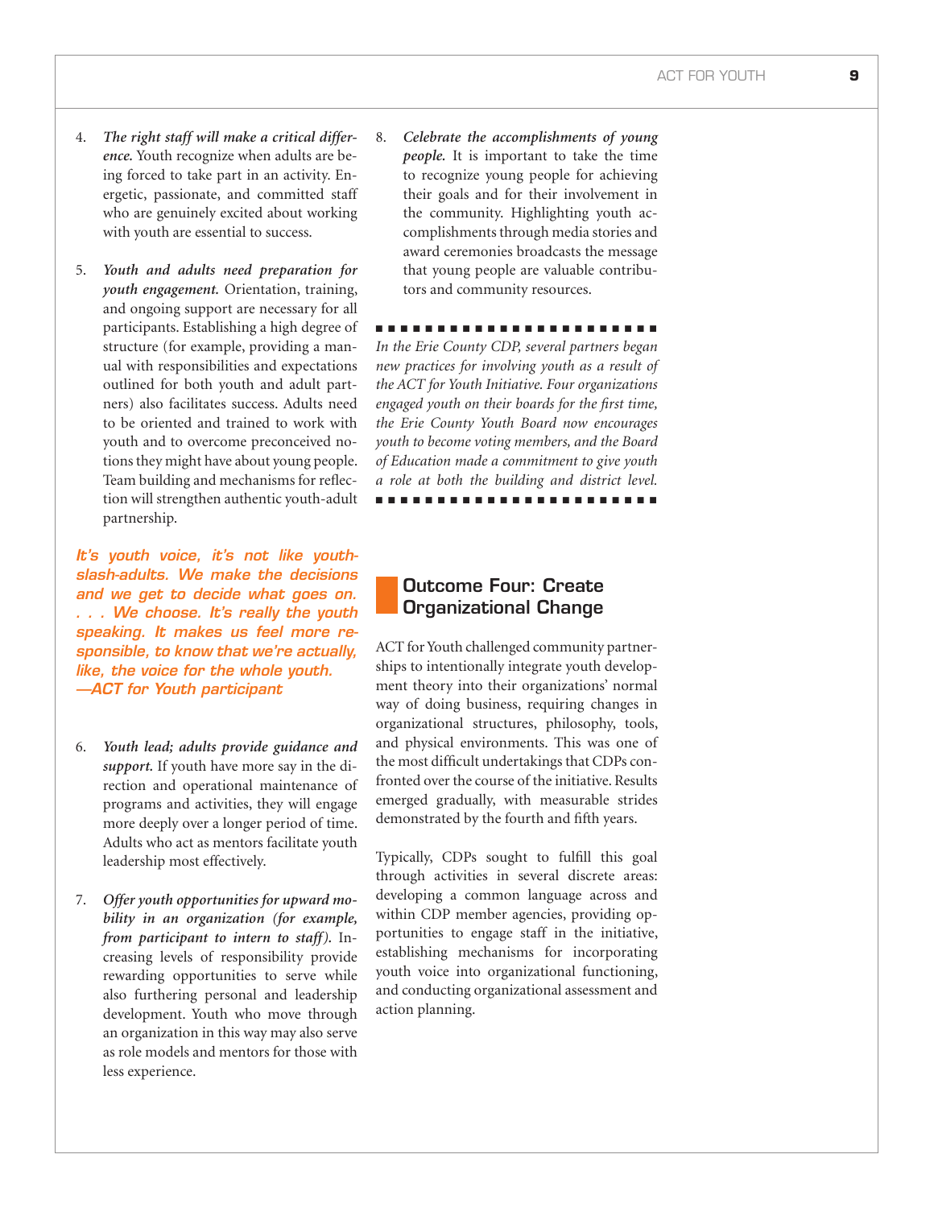4. ***The right staff will make a critical difference.*** Youth recognize when adults are being forced to take part in an activity. Energetic, passionate, and committed staff who are genuinely excited about working with youth are essential to success.

5. ***Youth and adults need preparation for youth engagement.*** Orientation, training, and ongoing support are necessary for all participants. Establishing a high degree of structure (for example, providing a manual with responsibilities and expectations outlined for both youth and adult partners) also facilitates success. Adults need to be oriented and trained to work with youth and to overcome preconceived notions they might have about young people. Team building and mechanisms for reflection will strengthen authentic youth-adult partnership.

***It's youth voice, it's not like youth-slash-adults. We make the decisions and we get to decide what goes on. . . . We choose. It's really the youth speaking. It makes us feel more responsible, to know that we're actually, like, the voice for the whole youth. —ACT for Youth participant***

6. ***Youth lead; adults provide guidance and support.*** If youth have more say in the direction and operational maintenance of programs and activities, they will engage more deeply over a longer period of time. Adults who act as mentors facilitate youth leadership most effectively.

7. ***Offer youth opportunities for upward mobility in an organization (for example, from participant to intern to staff).*** Increasing levels of responsibility provide rewarding opportunities to serve while also furthering personal and leadership development. Youth who move through an organization in this way may also serve as role models and mentors for those with less experience.

8. ***Celebrate the accomplishments of young people.*** It is important to take the time to recognize young people for achieving their goals and for their involvement in the community. Highlighting youth accomplishments through media stories and award ceremonies broadcasts the message that young people are valuable contributors and community resources.

*In the Erie County CDP, several partners began new practices for involving youth as a result of the ACT for Youth Initiative. Four organizations engaged youth on their boards for the first time, the Erie County Youth Board now encourages youth to become voting members, and the Board of Education made a commitment to give youth a role at both the building and district level.*

## Outcome Four: Create Organizational Change

ACT for Youth challenged community partnerships to intentionally integrate youth development theory into their organizations' normal way of doing business, requiring changes in organizational structures, philosophy, tools, and physical environments. This was one of the most difficult undertakings that CDPs confronted over the course of the initiative. Results emerged gradually, with measurable strides demonstrated by the fourth and fifth years.

Typically, CDPs sought to fulfill this goal through activities in several discrete areas: developing a common language across and within CDP member agencies, providing opportunities to engage staff in the initiative, establishing mechanisms for incorporating youth voice into organizational functioning, and conducting organizational assessment and action planning.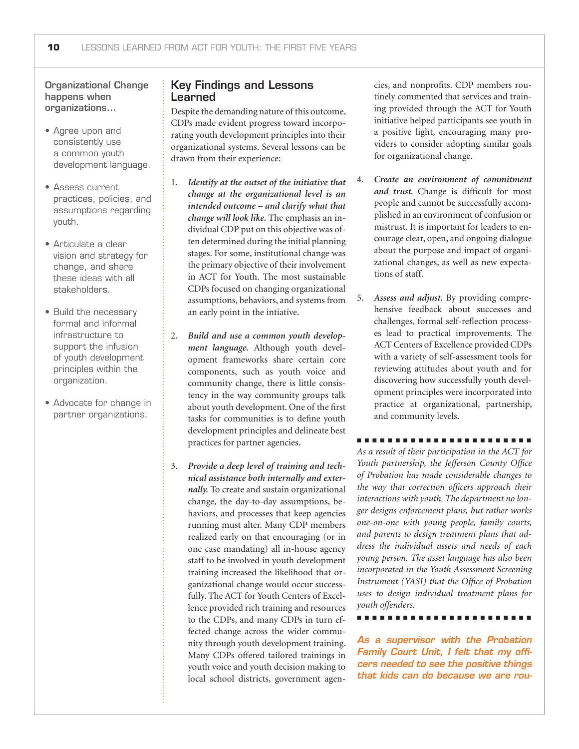**Organizational Change happens when organizations…**

- Agree upon and consistently use a common youth development language.
- Assess current practices, policies, and assumptions regarding youth.
- Articulate a clear vision and strategy for change, and share these ideas with all stakeholders.
- Build the necessary formal and informal infrastructure to support the infusion of youth development principles within the organization.
- Advocate for change in partner organizations.

## Key Findings and Lessons Learned

Despite the demanding nature of this outcome, CDPs made evident progress toward incorporating youth development principles into their organizational systems. Several lessons can be drawn from their experience:

1. ***Identify at the outset of the initiative that change at the organizational level is an intended outcome – and clarify what that change will look like.*** The emphasis an individual CDP put on this objective was often determined during the initial planning stages. For some, institutional change was the primary objective of their involvement in ACT for Youth. The most sustainable CDPs focused on changing organizational assumptions, behaviors, and systems from an early point in the intiative.

2. ***Build and use a common youth development language.*** Although youth development frameworks share certain core components, such as youth voice and community change, there is little consistency in the way community groups talk about youth development. One of the first tasks for communities is to define youth development principles and delineate best practices for partner agencies.

3. ***Provide a deep level of training and technical assistance both internally and externally.*** To create and sustain organizational change, the day-to-day assumptions, behaviors, and processes that keep agencies running must alter. Many CDP members realized early on that encouraging (or in one case mandating) all in-house agency staff to be involved in youth development training increased the likelihood that organizational change would occur successfully. The ACT for Youth Centers of Excellence provided rich training and resources to the CDPs, and many CDPs in turn effected change across the wider community through youth development training. Many CDPs offered tailored trainings in youth voice and youth decision making to local school districts, government agencies, and nonprofits. CDP members routinely commented that services and training provided through the ACT for Youth initiative helped participants see youth in a positive light, encouraging many providers to consider adopting similar goals for organizational change.

4. ***Create an environment of commitment and trust.*** Change is difficult for most people and cannot be successfully accomplished in an environment of confusion or mistrust. It is important for leaders to encourage clear, open, and ongoing dialogue about the purpose and impact of organizational changes, as well as new expectations of staff.

5. ***Assess and adjust.*** By providing comprehensive feedback about successes and challenges, formal self-reflection processes lead to practical improvements. The ACT Centers of Excellence provided CDPs with a variety of self-assessment tools for reviewing attitudes about youth and for discovering how successfully youth development principles were incorporated into practice at organizational, partnership, and community levels.

*As a result of their participation in the ACT for Youth partnership, the Jefferson County Office of Probation has made considerable changes to the way that correction officers approach their interactions with youth. The department no longer designs enforcement plans, but rather works one-on-one with young people, family courts, and parents to design treatment plans that address the individual assets and needs of each young person. The asset language has also been incorporated in the Youth Assessment Screening Instrument (YASI) that the Office of Probation uses to design individual treatment plans for youth offenders.*

***As a supervisor with the Probation Family Court Unit, I felt that my officers needed to see the positive things that kids can do because we are rou-***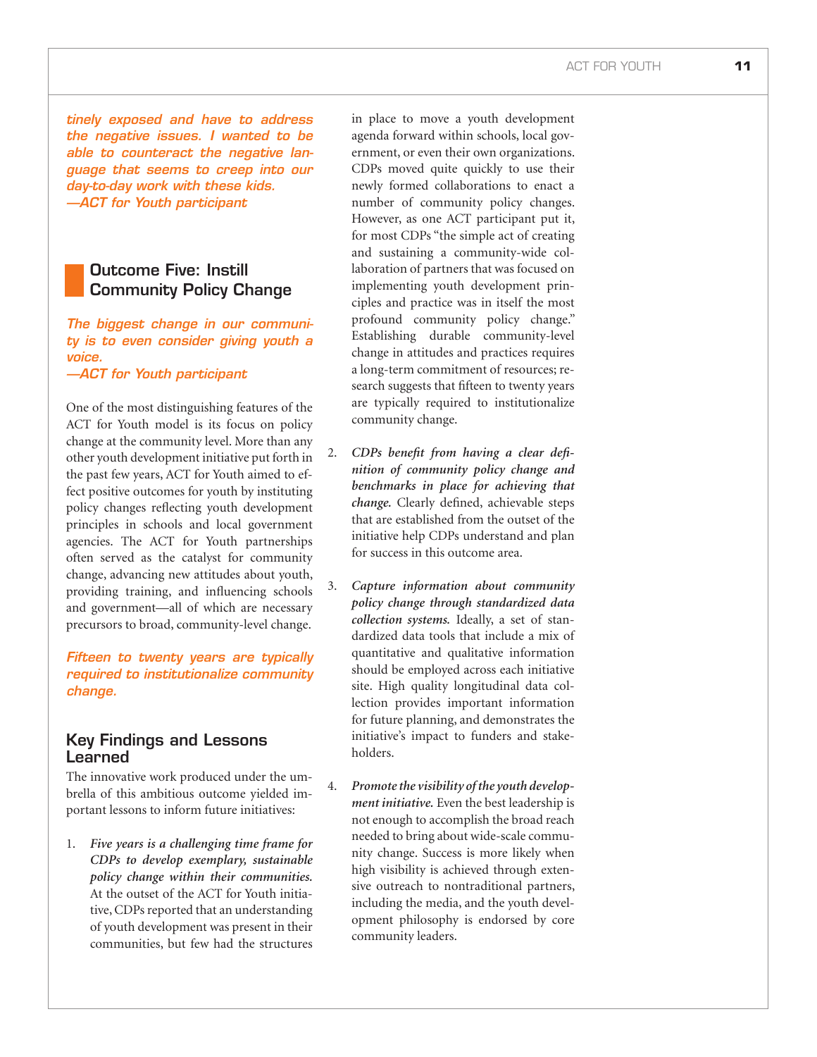*timely exposed and have to address the negative issues. I wanted to be able to counteract the negative language that seems to creep into our day-to-day work with these kids.*
*—ACT for Youth participant*

## Outcome Five: Instill Community Policy Change

*The biggest change in our community is to even consider giving youth a voice.*
*—ACT for Youth participant*

One of the most distinguishing features of the ACT for Youth model is its focus on policy change at the community level. More than any other youth development initiative put forth in the past few years, ACT for Youth aimed to effect positive outcomes for youth by instituting policy changes reflecting youth development principles in schools and local government agencies. The ACT for Youth partnerships often served as the catalyst for community change, advancing new attitudes about youth, providing training, and influencing schools and government—all of which are necessary precursors to broad, community-level change.

*Fifteen to twenty years are typically required to institutionalize community change.*

### Key Findings and Lessons Learned

The innovative work produced under the umbrella of this ambitious outcome yielded important lessons to inform future initiatives:

1. ***Five years is a challenging time frame for CDPs to develop exemplary, sustainable policy change within their communities.*** At the outset of the ACT for Youth initiative, CDPs reported that an understanding of youth development was present in their communities, but few had the structures in place to move a youth development agenda forward within schools, local government, or even their own organizations. CDPs moved quite quickly to use their newly formed collaborations to enact a number of community policy changes. However, as one ACT participant put it, for most CDPs "the simple act of creating and sustaining a community-wide collaboration of partners that was focused on implementing youth development principles and practice was in itself the most profound community policy change." Establishing durable community-level change in attitudes and practices requires a long-term commitment of resources; research suggests that fifteen to twenty years are typically required to institutionalize community change.

2. ***CDPs benefit from having a clear definition of community policy change and benchmarks in place for achieving that change.*** Clearly defined, achievable steps that are established from the outset of the initiative help CDPs understand and plan for success in this outcome area.

3. ***Capture information about community policy change through standardized data collection systems.*** Ideally, a set of standardized data tools that include a mix of quantitative and qualitative information should be employed across each initiative site. High quality longitudinal data collection provides important information for future planning, and demonstrates the initiative's impact to funders and stakeholders.

4. ***Promote the visibility of the youth development initiative.*** Even the best leadership is not enough to accomplish the broad reach needed to bring about wide-scale community change. Success is more likely when high visibility is achieved through extensive outreach to nontraditional partners, including the media, and the youth development philosophy is endorsed by core community leaders.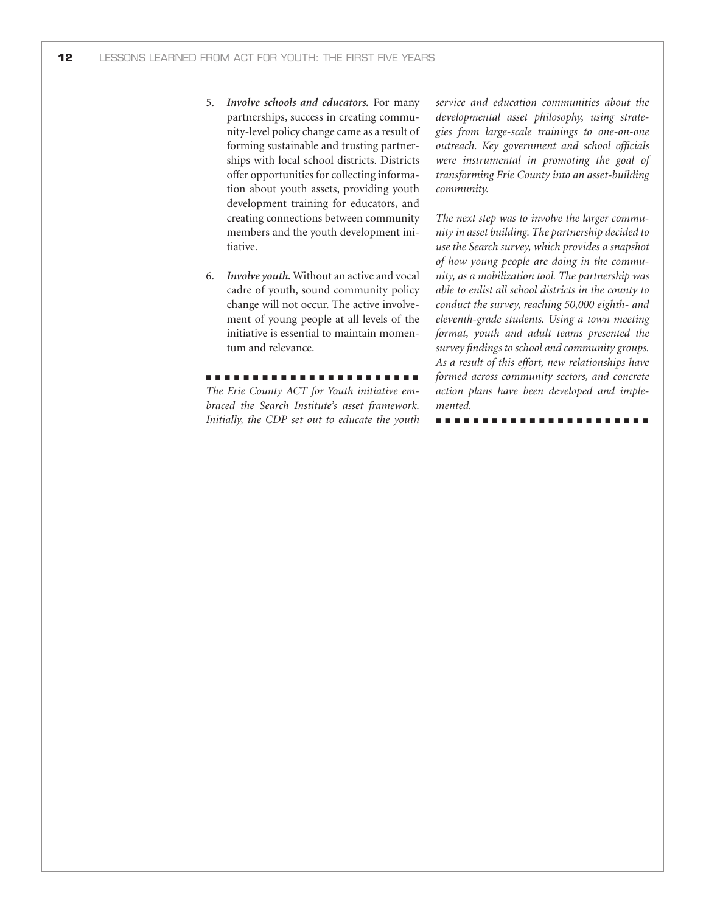5. ***Involve schools and educators.*** For many partnerships, success in creating community-level policy change came as a result of forming sustainable and trusting partnerships with local school districts. Districts offer opportunities for collecting information about youth assets, providing youth development training for educators, and creating connections between community members and the youth development initiative.

6. ***Involve youth.*** Without an active and vocal cadre of youth, sound community policy change will not occur. The active involvement of young people at all levels of the initiative is essential to maintain momentum and relevance.

---

*The Erie County ACT for Youth initiative embraced the Search Institute's asset framework. Initially, the CDP set out to educate the youth service and education communities about the developmental asset philosophy, using strategies from large-scale trainings to one-on-one outreach. Key government and school officials were instrumental in promoting the goal of transforming Erie County into an asset-building community.*

*The next step was to involve the larger community in asset building. The partnership decided to use the Search survey, which provides a snapshot of how young people are doing in the community, as a mobilization tool. The partnership was able to enlist all school districts in the county to conduct the survey, reaching 50,000 eighth- and eleventh-grade students. Using a town meeting format, youth and adult teams presented the survey findings to school and community groups. As a result of this effort, new relationships have formed across community sectors, and concrete action plans have been developed and implemented.*

---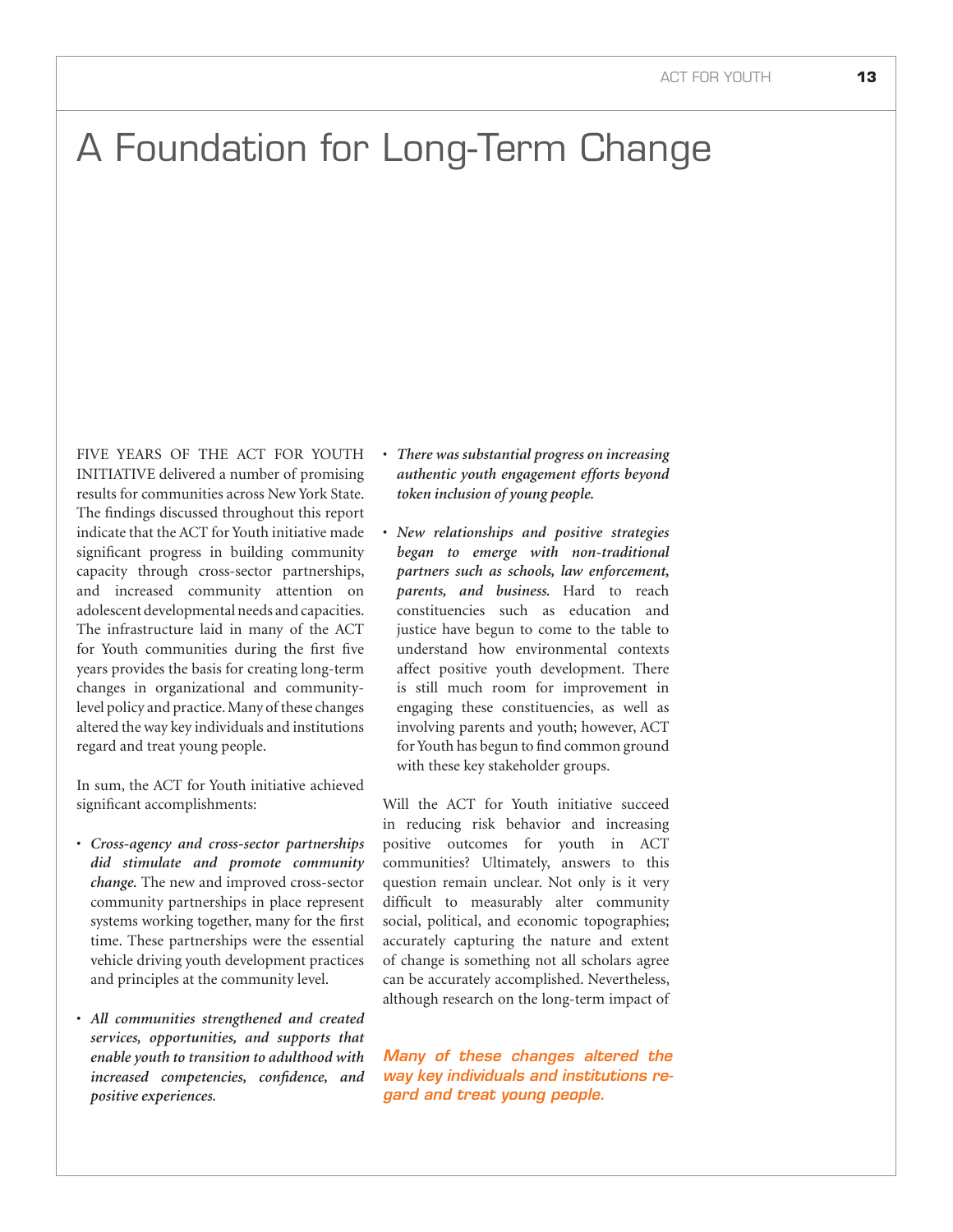# A Foundation for Long-Term Change

FIVE YEARS OF THE ACT FOR YOUTH INITIATIVE delivered a number of promising results for communities across New York State. The findings discussed throughout this report indicate that the ACT for Youth initiative made significant progress in building community capacity through cross-sector partnerships, and increased community attention on adolescent developmental needs and capacities. The infrastructure laid in many of the ACT for Youth communities during the first five years provides the basis for creating long-term changes in organizational and community-level policy and practice. Many of these changes altered the way key individuals and institutions regard and treat young people.

In sum, the ACT for Youth initiative achieved significant accomplishments:

- ***Cross-agency and cross-sector partnerships did stimulate and promote community change.*** The new and improved cross-sector community partnerships in place represent systems working together, many for the first time. These partnerships were the essential vehicle driving youth development practices and principles at the community level.

- ***All communities strengthened and created services, opportunities, and supports that enable youth to transition to adulthood with increased competencies, confidence, and positive experiences.***

- ***There was substantial progress on increasing authentic youth engagement efforts beyond token inclusion of young people.***

- ***New relationships and positive strategies began to emerge with non-traditional partners such as schools, law enforcement, parents, and business.*** Hard to reach constituencies such as education and justice have begun to come to the table to understand how environmental contexts affect positive youth development. There is still much room for improvement in engaging these constituencies, as well as involving parents and youth; however, ACT for Youth has begun to find common ground with these key stakeholder groups.

Will the ACT for Youth initiative succeed in reducing risk behavior and increasing positive outcomes for youth in ACT communities? Ultimately, answers to this question remain unclear. Not only is it very difficult to measurably alter community social, political, and economic topographies; accurately capturing the nature and extent of change is something not all scholars agree can be accurately accomplished. Nevertheless, although research on the long-term impact of

***Many of these changes altered the way key individuals and institutions regard and treat young people.***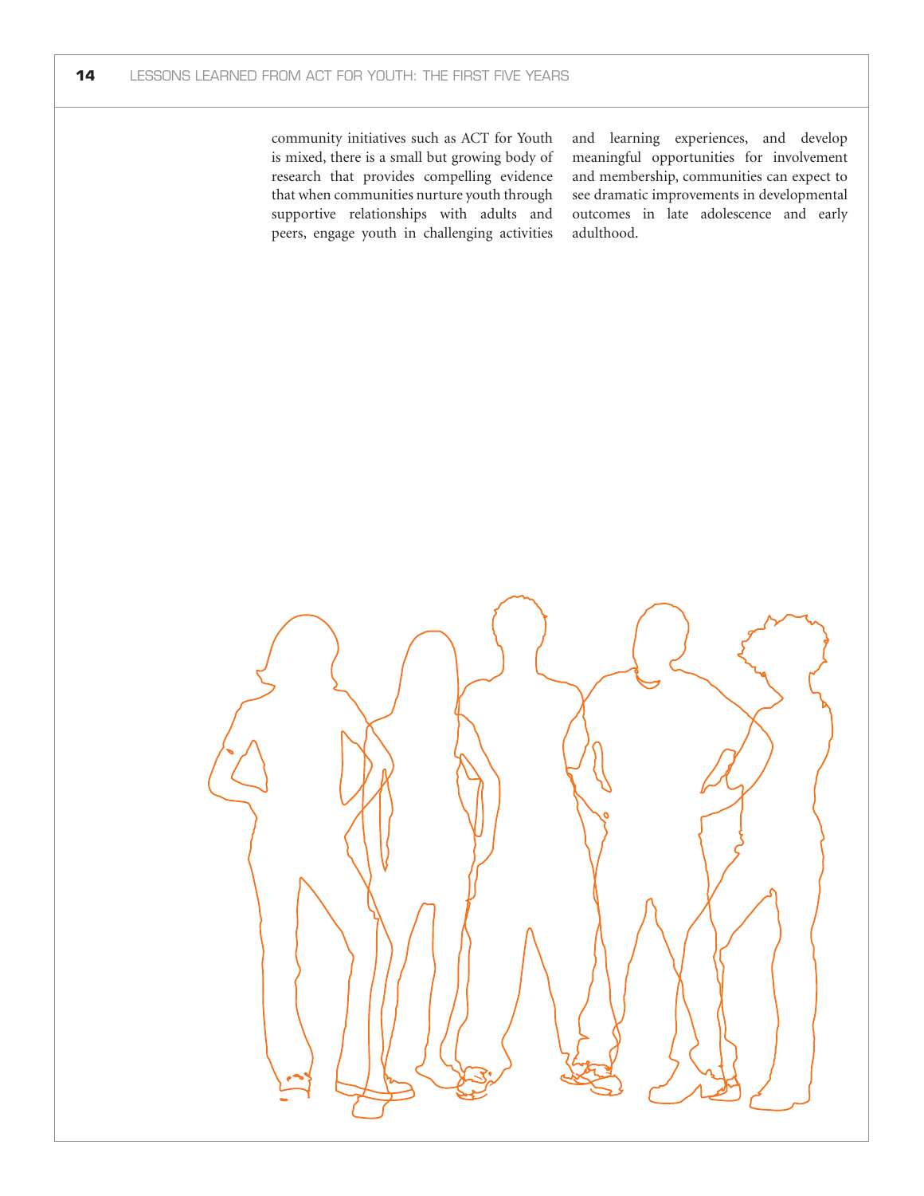community initiatives such as ACT for Youth is mixed, there is a small but growing body of research that provides compelling evidence that when communities nurture youth through supportive relationships with adults and peers, engage youth in challenging activities and learning experiences, and develop meaningful opportunities for involvement and membership, communities can expect to see dramatic improvements in developmental outcomes in late adolescence and early adulthood.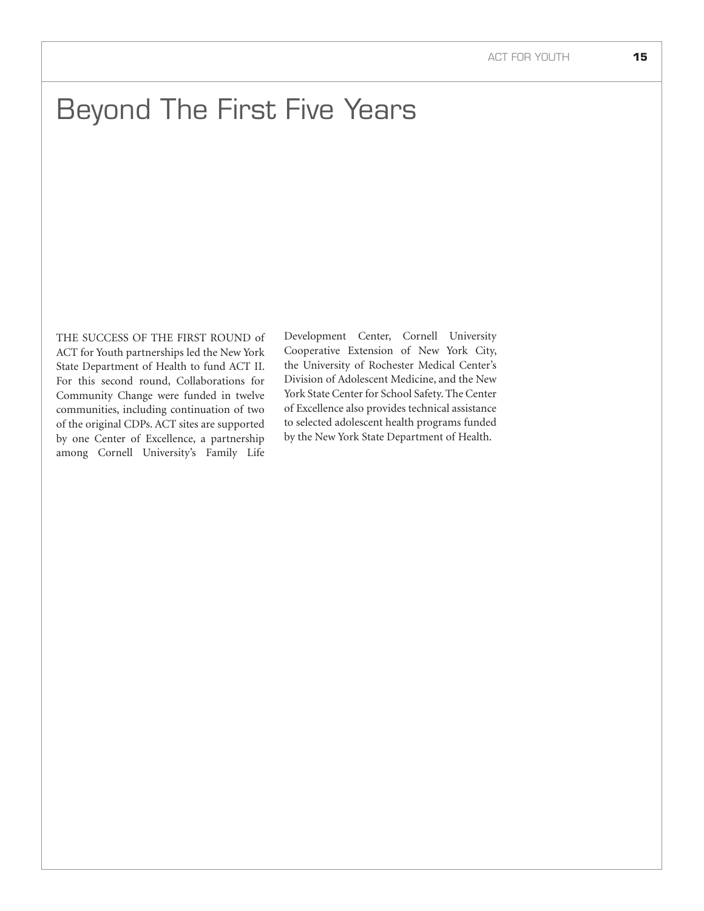# Beyond The First Five Years

THE SUCCESS OF THE FIRST ROUND of ACT for Youth partnerships led the New York State Department of Health to fund ACT II. For this second round, Collaborations for Community Change were funded in twelve communities, including continuation of two of the original CDPs. ACT sites are supported by one Center of Excellence, a partnership among Cornell University's Family Life Development Center, Cornell University Cooperative Extension of New York City, the University of Rochester Medical Center's Division of Adolescent Medicine, and the New York State Center for School Safety. The Center of Excellence also provides technical assistance to selected adolescent health programs funded by the New York State Department of Health.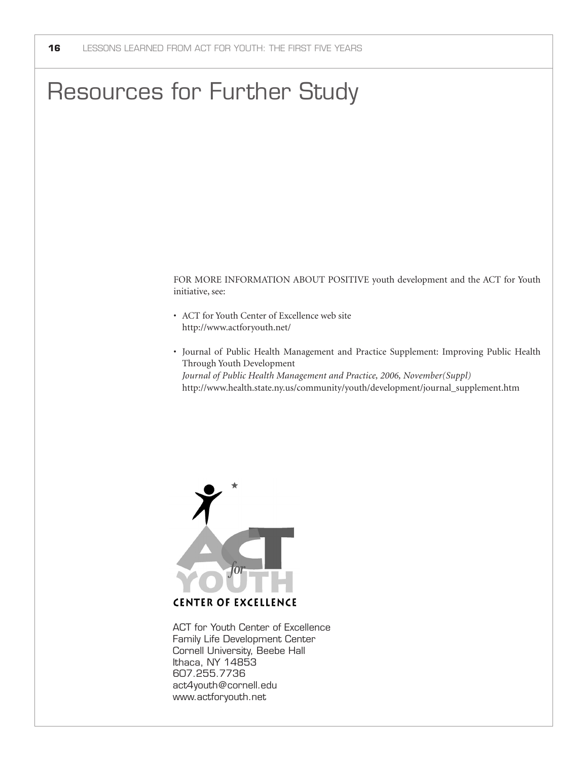# Resources for Further Study

FOR MORE INFORMATION ABOUT POSITIVE youth development and the ACT for Youth initiative, see:

- ACT for Youth Center of Excellence web site
  http://www.actforyouth.net/

- Journal of Public Health Management and Practice Supplement: Improving Public Health Through Youth Development
  *Journal of Public Health Management and Practice, 2006, November(Suppl)*
  http://www.health.state.ny.us/community/youth/development/journal_supplement.htm

ACT for YOUTH
CENTER OF EXCELLENCE

ACT for Youth Center of Excellence
Family Life Development Center
Cornell University, Beebe Hall
Ithaca, NY 14853
607.255.7736
act4youth@cornell.edu
www.actforyouth.net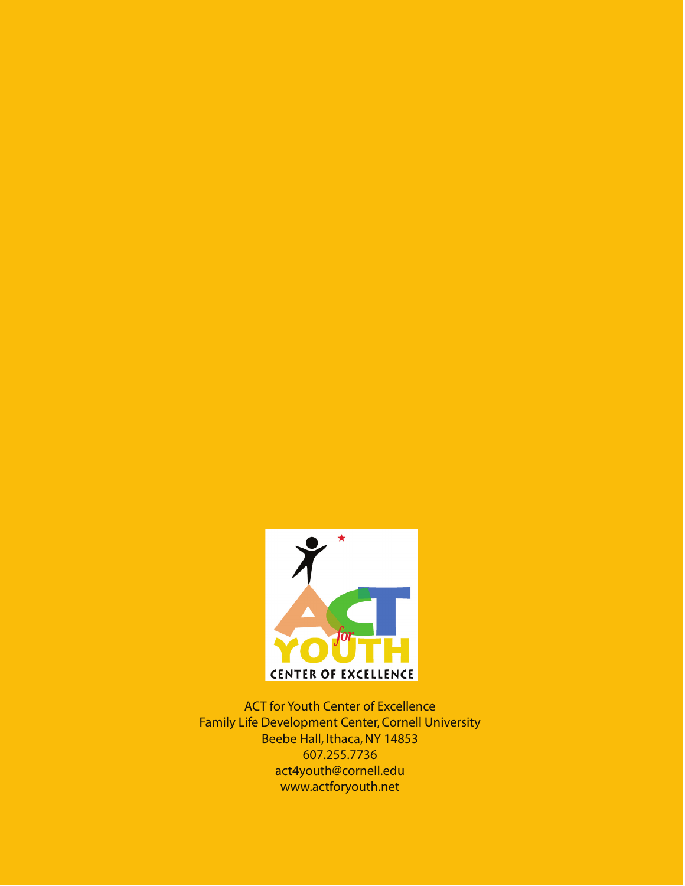ACT for Youth Center of Excellence
Family Life Development Center, Cornell University
Beebe Hall, Ithaca, NY 14853
607.255.7736
act4youth@cornell.edu
www.actforyouth.net